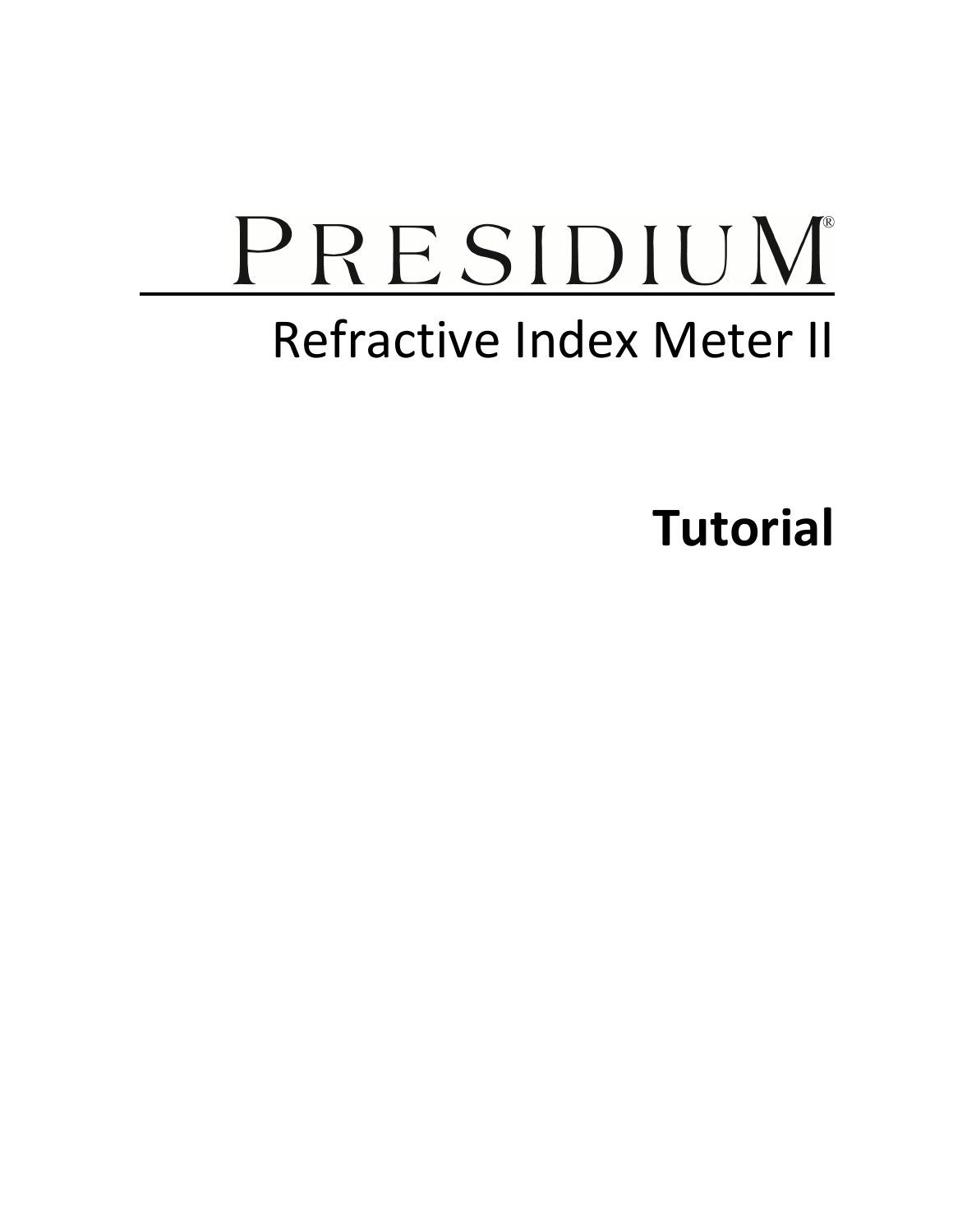# PRESIDIUM®

## Refractive Index Meter II

**Tutorial**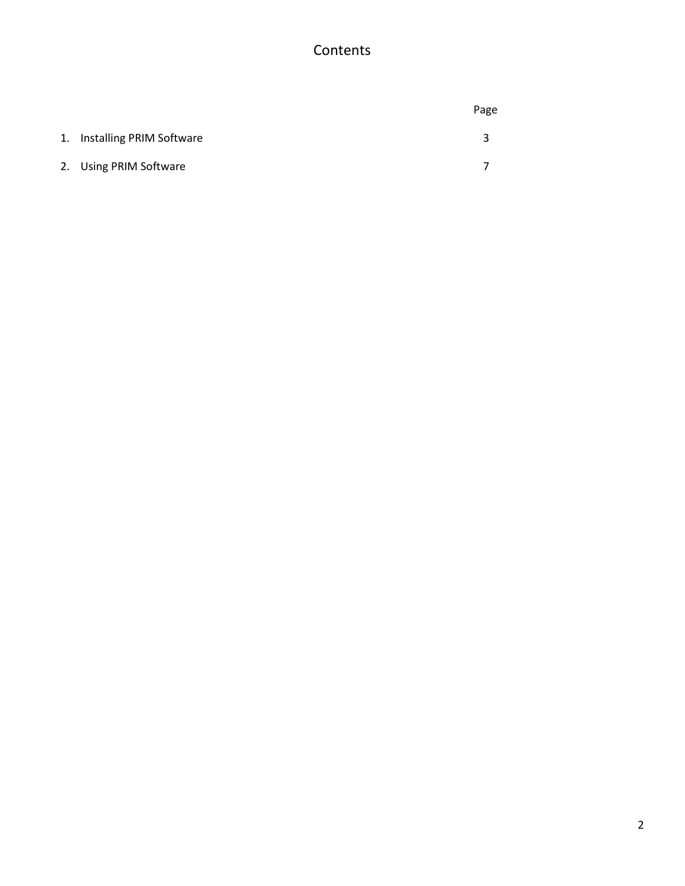# Contents

| | Page |
|---|---|
| 1. Installing PRIM Software | 3 |
| 2. Using PRIM Software | 7 |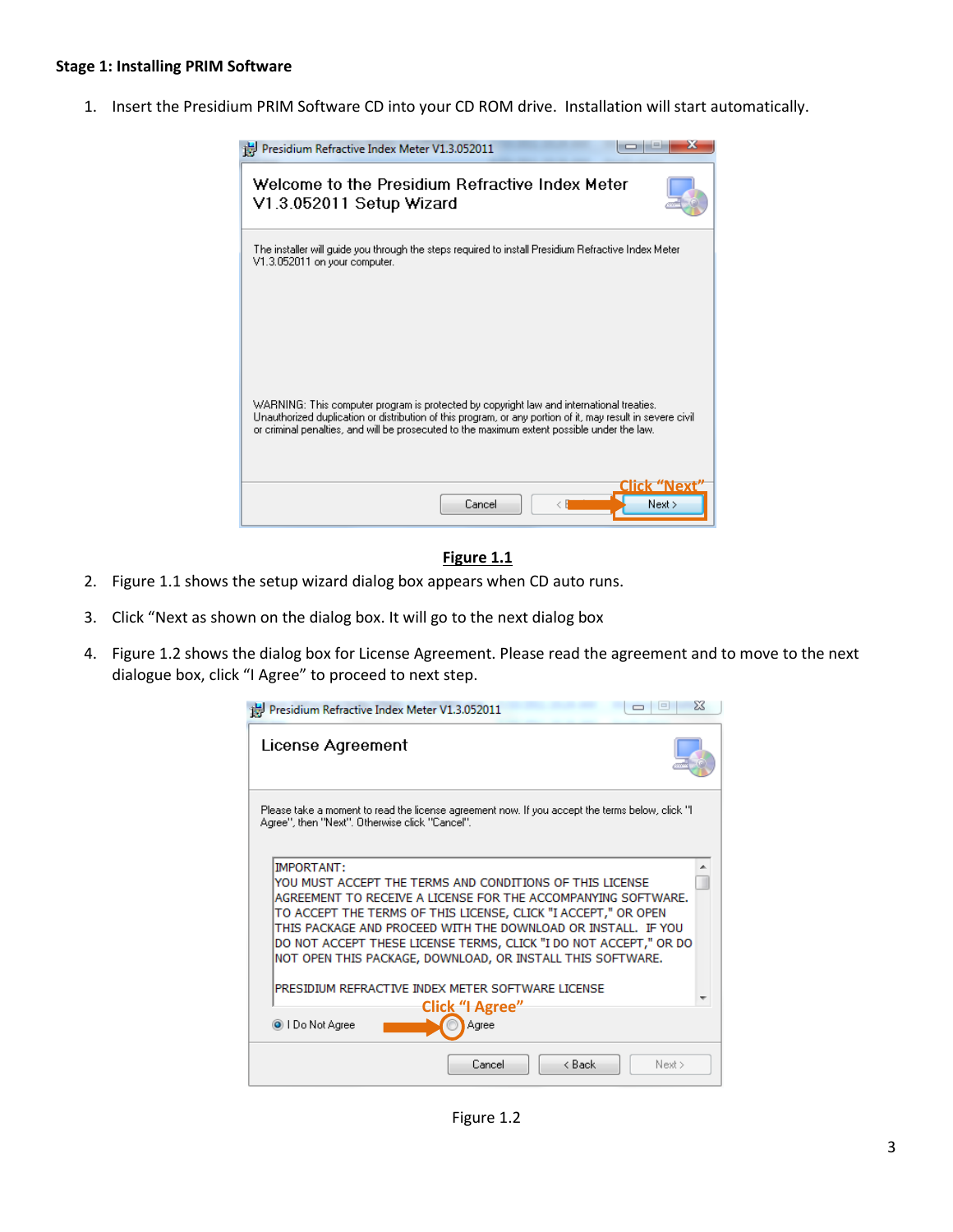**Stage 1: Installing PRIM Software**

1. Insert the Presidium PRIM Software CD into your CD ROM drive. Installation will start automatically.

**Figure 1.1**

2. Figure 1.1 shows the setup wizard dialog box appears when CD auto runs.
3. Click "Next as shown on the dialog box. It will go to the next dialog box
4. Figure 1.2 shows the dialog box for License Agreement. Please read the agreement and to move to the next dialogue box, click "I Agree" to proceed to next step.

Figure 1.2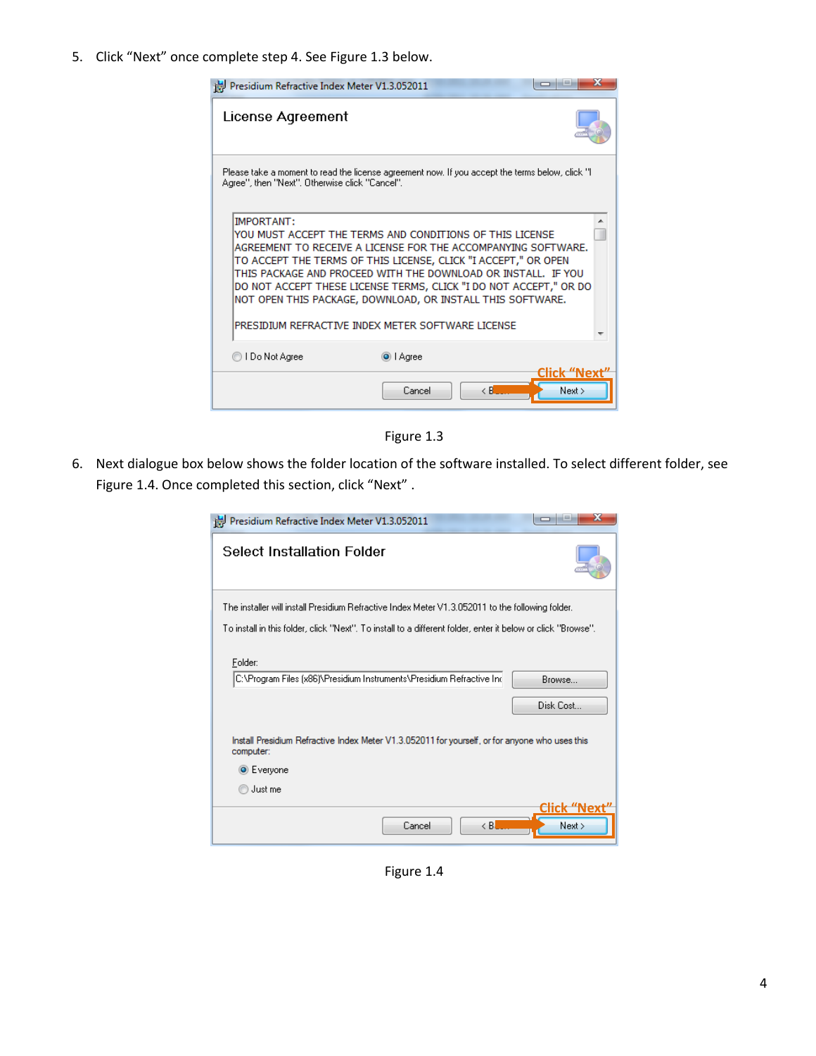5. Click "Next" once complete step 4. See Figure 1.3 below.

Figure 1.3

6. Next dialogue box below shows the folder location of the software installed. To select different folder, see Figure 1.4. Once completed this section, click "Next" .

Figure 1.4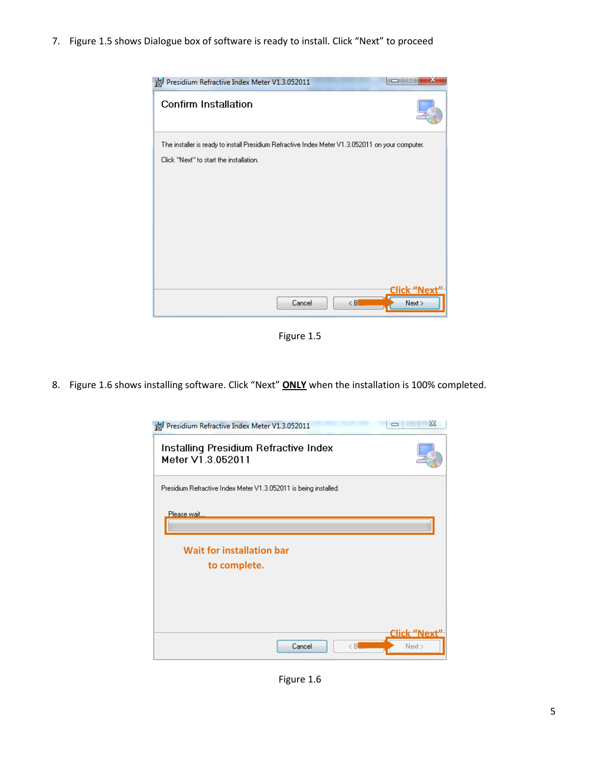7. Figure 1.5 shows Dialogue box of software is ready to install. Click “Next” to proceed

Figure 1.5

8. Figure 1.6 shows installing software. Click “Next” **ONLY** when the installation is 100% completed.

Figure 1.6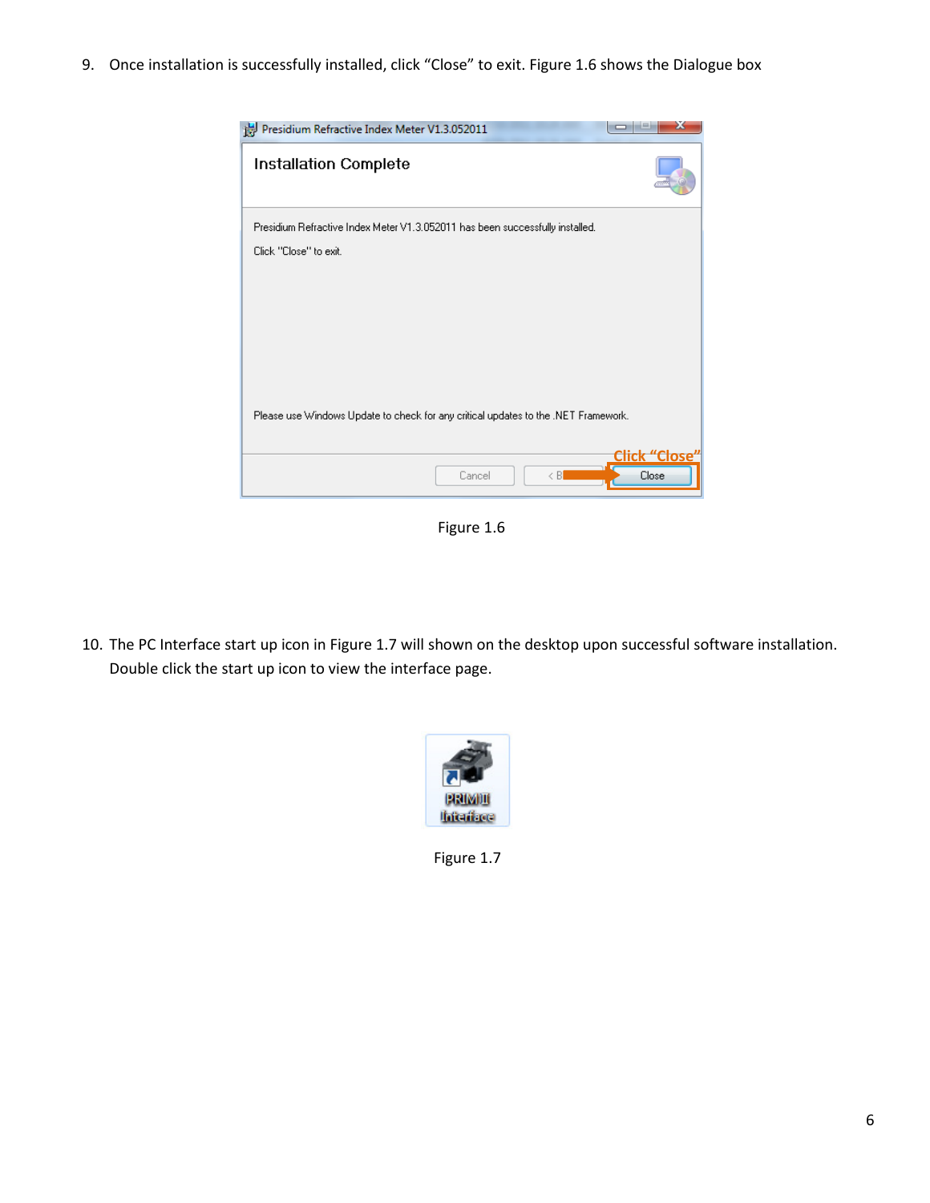9. Once installation is successfully installed, click “Close” to exit. Figure 1.6 shows the Dialogue box

Figure 1.6

10. The PC Interface start up icon in Figure 1.7 will shown on the desktop upon successful software installation. Double click the start up icon to view the interface page.

Figure 1.7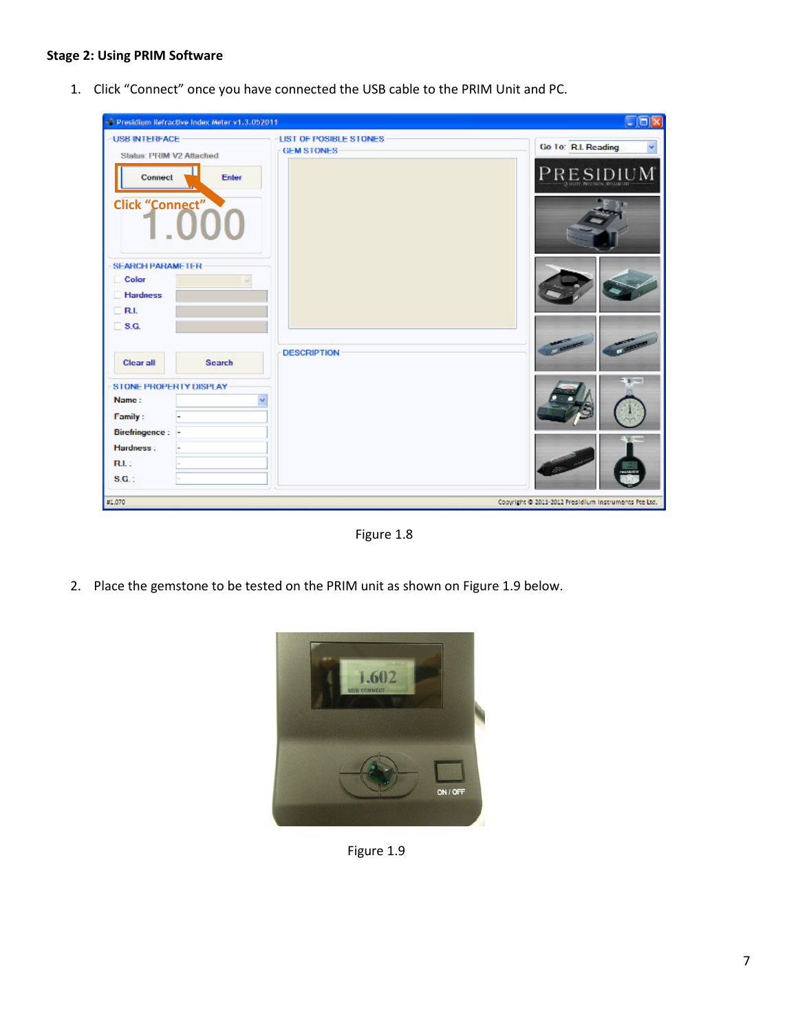**Stage 2: Using PRIM Software**

1. Click “Connect” once you have connected the USB cable to the PRIM Unit and PC.

Figure 1.8

2. Place the gemstone to be tested on the PRIM unit as shown on Figure 1.9 below.

Figure 1.9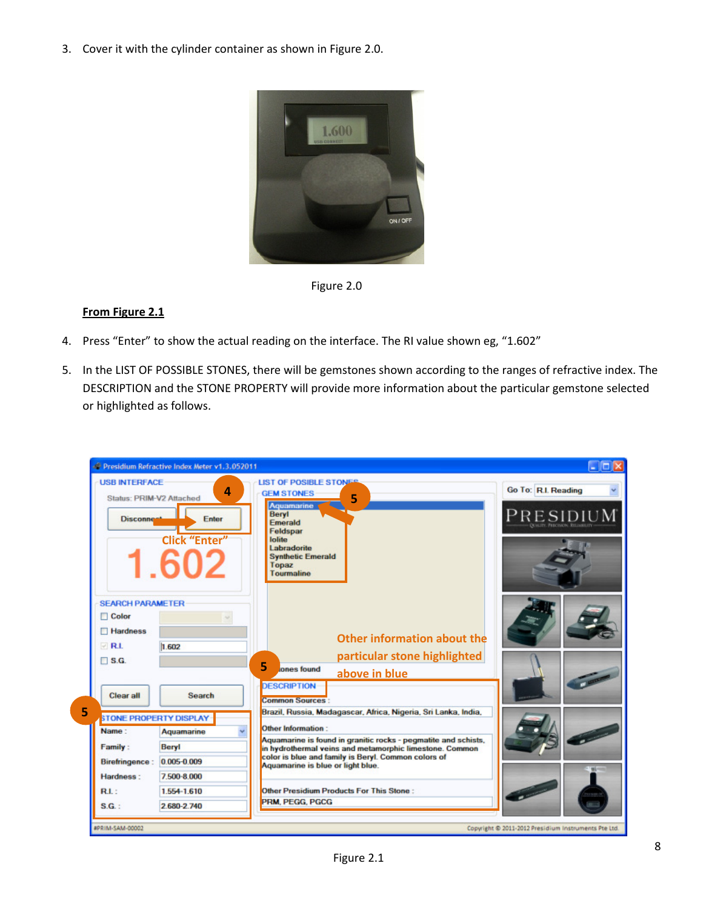3. Cover it with the cylinder container as shown in Figure 2.0.

Figure 2.0

**From Figure 2.1**

4. Press "Enter" to show the actual reading on the interface. The RI value shown eg, "1.602"

5. In the LIST OF POSSIBLE STONES, there will be gemstones shown according to the ranges of refractive index. The DESCRIPTION and the STONE PROPERTY will provide more information about the particular gemstone selected or highlighted as follows.

Figure 2.1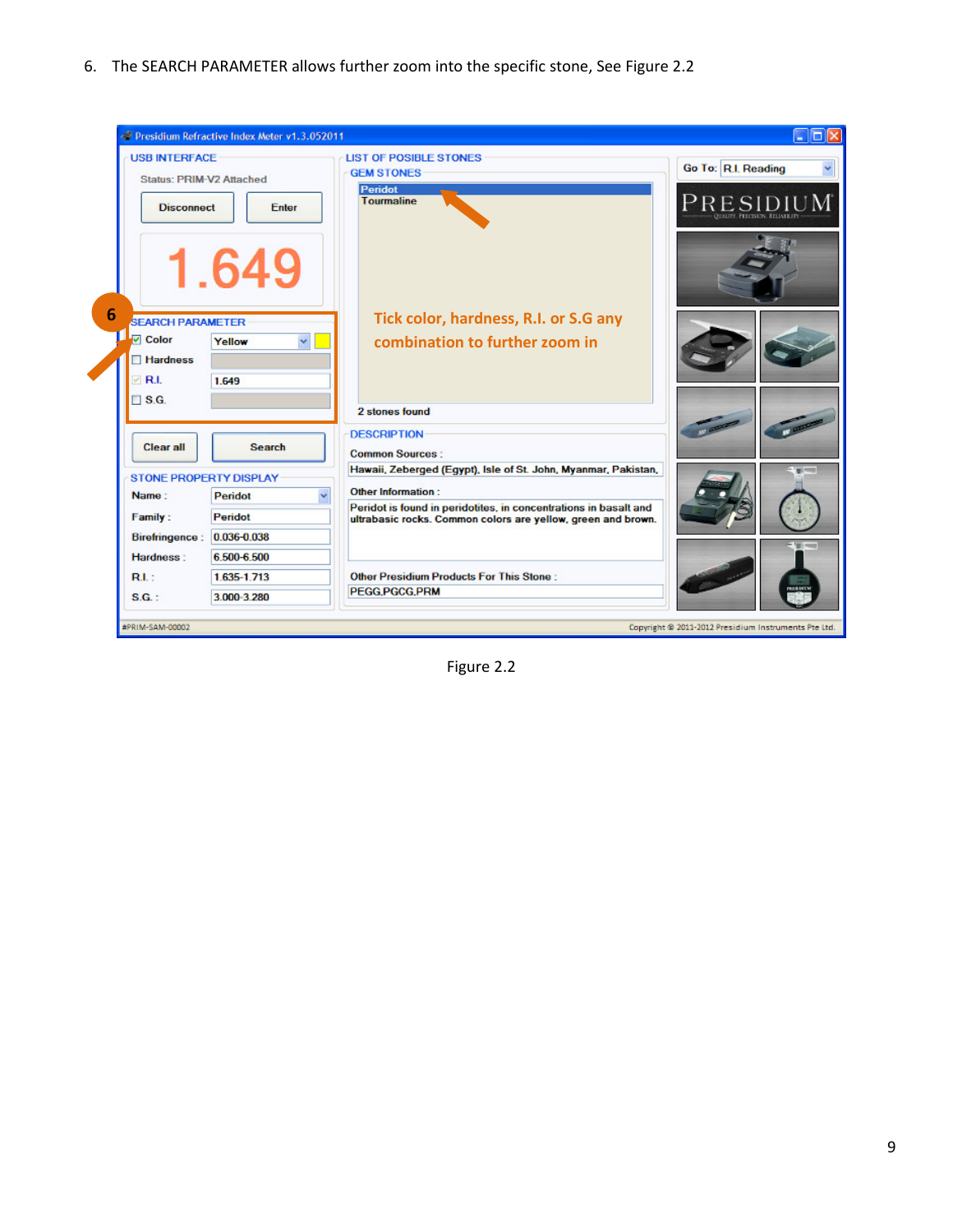6. The SEARCH PARAMETER allows further zoom into the specific stone, See Figure 2.2

Figure 2.2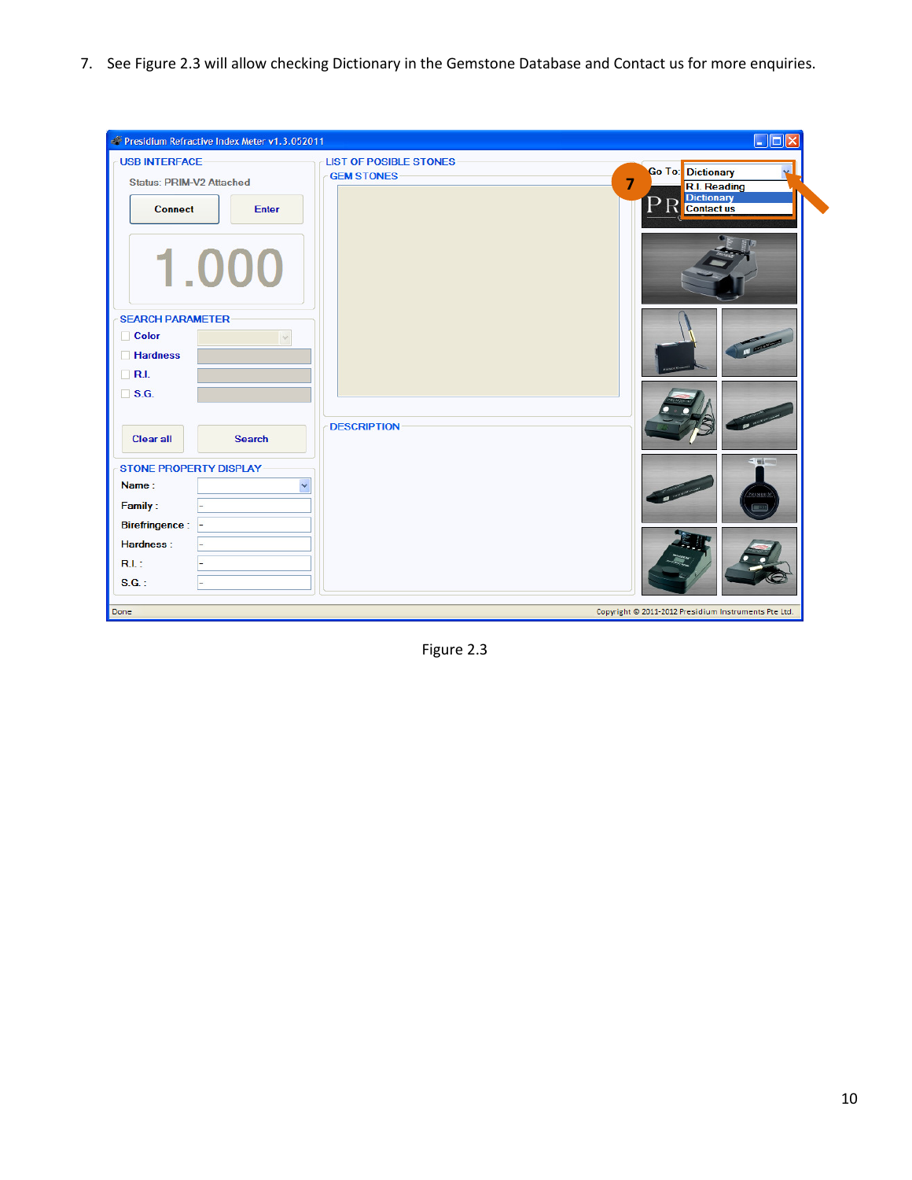7. See Figure 2.3 will allow checking Dictionary in the Gemstone Database and Contact us for more enquiries.

Figure 2.3